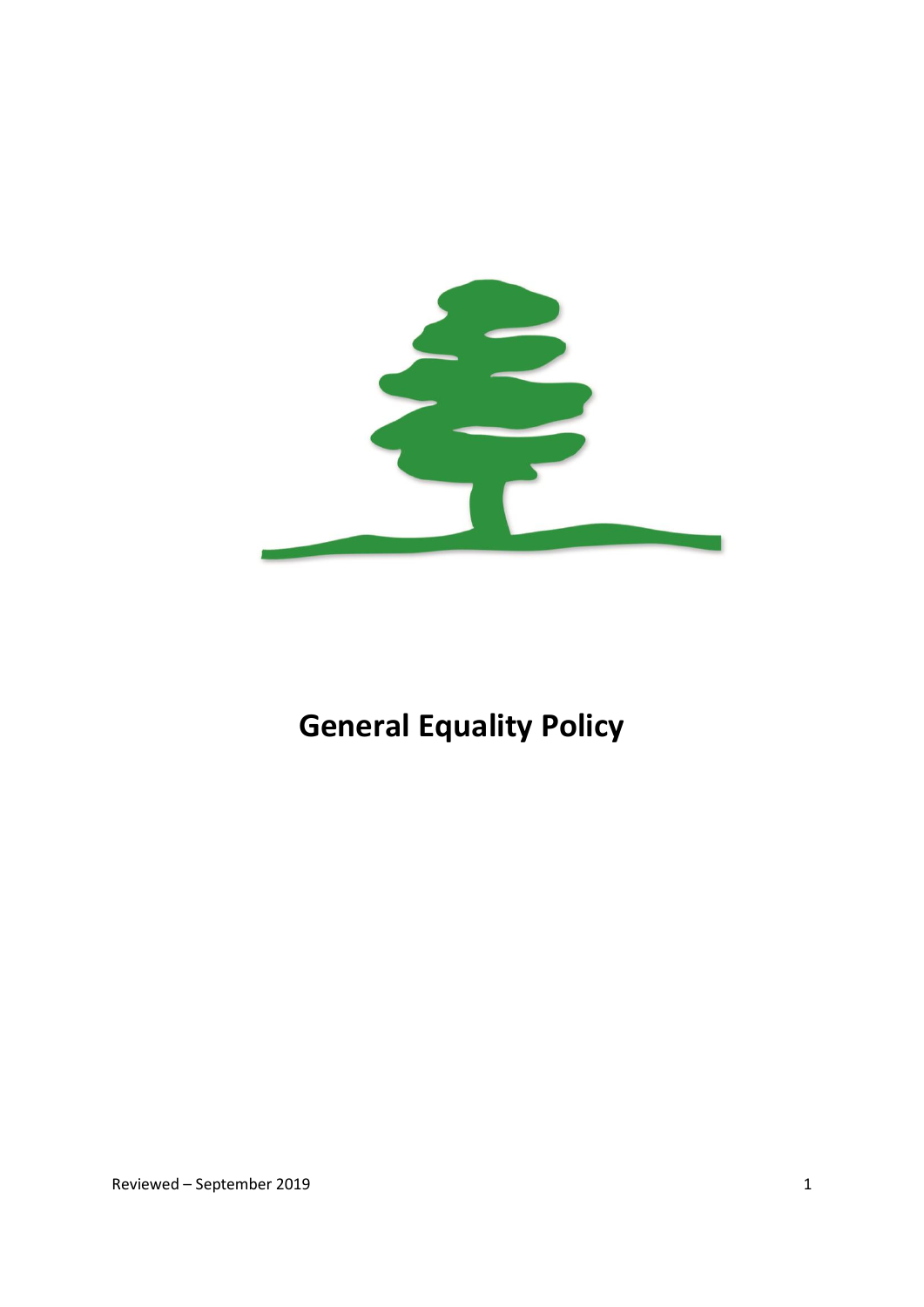# General Equality Policy

Reviewed – September 2019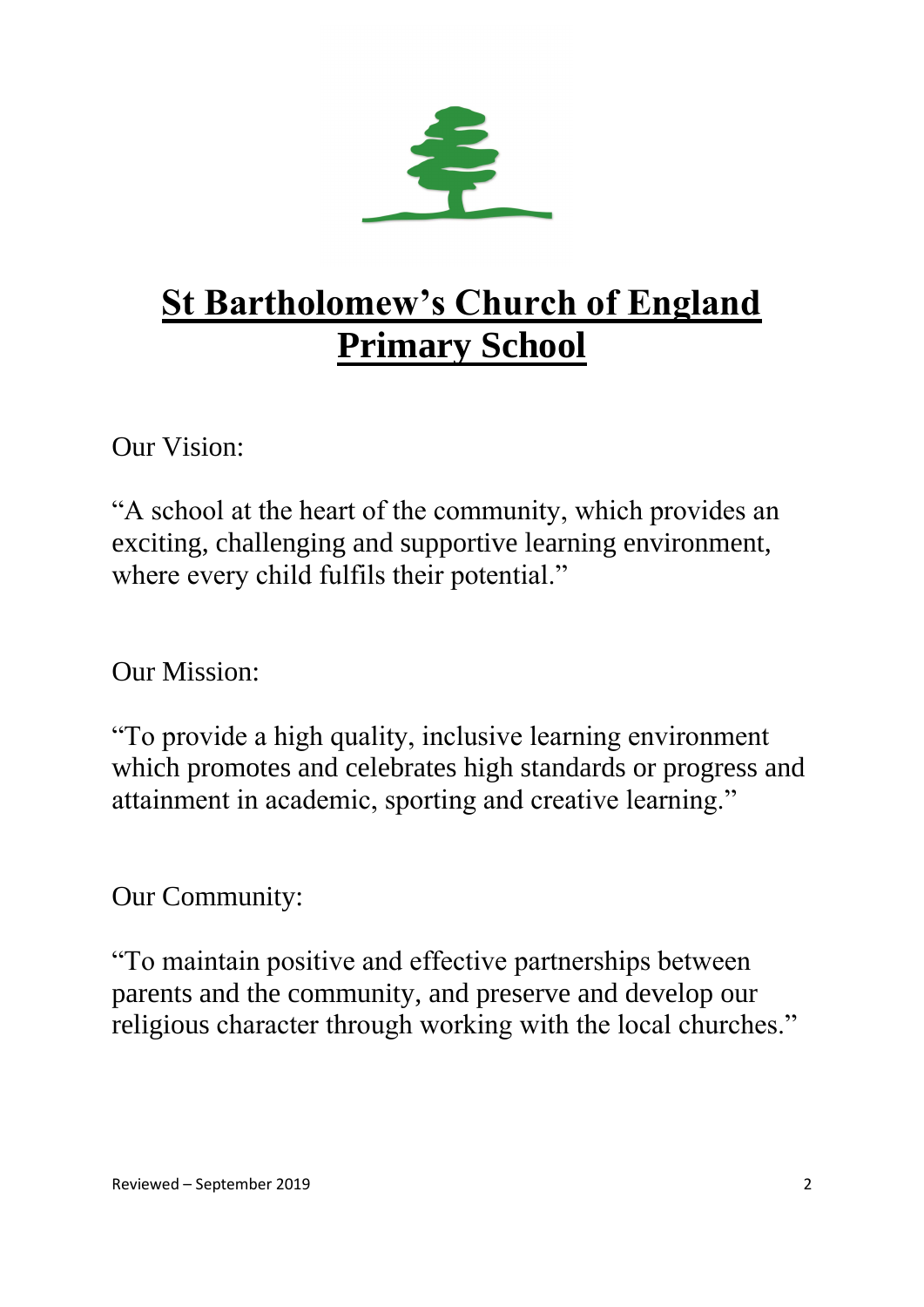# St Bartholomew's Church of England Primary School

Our Vision:

"A school at the heart of the community, which provides an exciting, challenging and supportive learning environment, where every child fulfils their potential."

Our Mission:

"To provide a high quality, inclusive learning environment which promotes and celebrates high standards or progress and attainment in academic, sporting and creative learning."

Our Community:

"To maintain positive and effective partnerships between parents and the community, and preserve and develop our religious character through working with the local churches."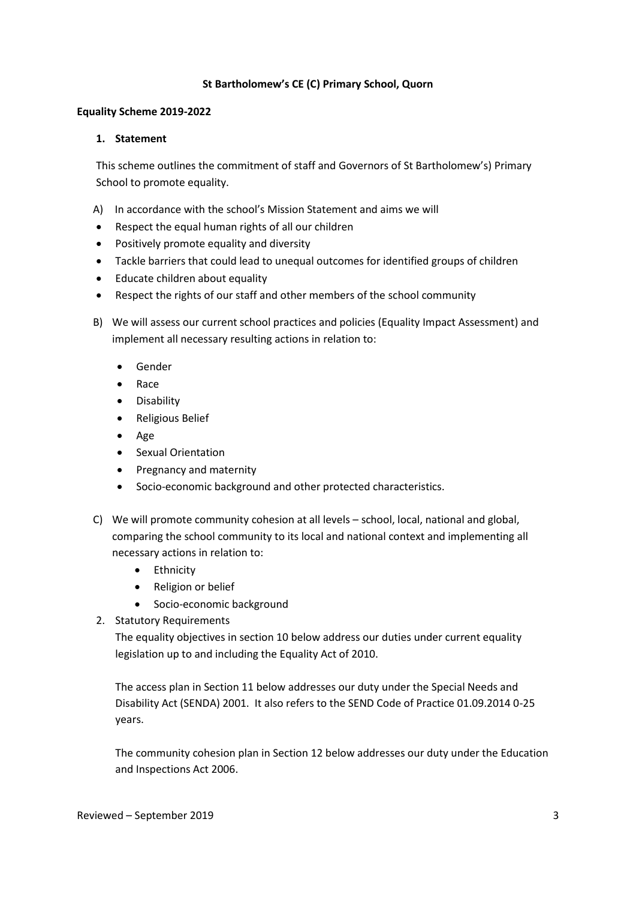**St Bartholomew's CE (C) Primary School, Quorn**

**Equality Scheme 2019-2022**

**1. Statement**

This scheme outlines the commitment of staff and Governors of St Bartholomew's) Primary School to promote equality.

A) In accordance with the school's Mission Statement and aims we will

- Respect the equal human rights of all our children
- Positively promote equality and diversity
- Tackle barriers that could lead to unequal outcomes for identified groups of children
- Educate children about equality
- Respect the rights of our staff and other members of the school community

B) We will assess our current school practices and policies (Equality Impact Assessment) and implement all necessary resulting actions in relation to:

- Gender
- Race
- Disability
- Religious Belief
- Age
- Sexual Orientation
- Pregnancy and maternity
- Socio-economic background and other protected characteristics.

C) We will promote community cohesion at all levels – school, local, national and global, comparing the school community to its local and national context and implementing all necessary actions in relation to:

- Ethnicity
- Religion or belief
- Socio-economic background

2. Statutory Requirements

The equality objectives in section 10 below address our duties under current equality legislation up to and including the Equality Act of 2010.

The access plan in Section 11 below addresses our duty under the Special Needs and Disability Act (SENDA) 2001. It also refers to the SEND Code of Practice 01.09.2014 0-25 years.

The community cohesion plan in Section 12 below addresses our duty under the Education and Inspections Act 2006.

Reviewed – September 2019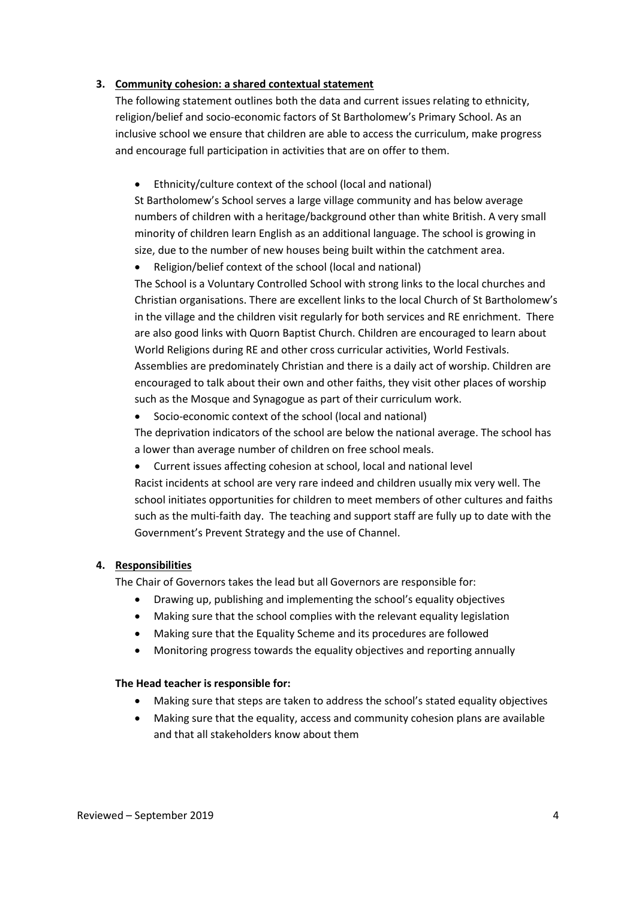## 3. Community cohesion: a shared contextual statement

The following statement outlines both the data and current issues relating to ethnicity, religion/belief and socio-economic factors of St Bartholomew's Primary School. As an inclusive school we ensure that children are able to access the curriculum, make progress and encourage full participation in activities that are on offer to them.

- Ethnicity/culture context of the school (local and national)

St Bartholomew's School serves a large village community and has below average numbers of children with a heritage/background other than white British. A very small minority of children learn English as an additional language. The school is growing in size, due to the number of new houses being built within the catchment area.

- Religion/belief context of the school (local and national)

The School is a Voluntary Controlled School with strong links to the local churches and Christian organisations. There are excellent links to the local Church of St Bartholomew's in the village and the children visit regularly for both services and RE enrichment. There are also good links with Quorn Baptist Church. Children are encouraged to learn about World Religions during RE and other cross curricular activities, World Festivals. Assemblies are predominately Christian and there is a daily act of worship. Children are encouraged to talk about their own and other faiths, they visit other places of worship such as the Mosque and Synagogue as part of their curriculum work.

- Socio-economic context of the school (local and national)

The deprivation indicators of the school are below the national average. The school has a lower than average number of children on free school meals.

- Current issues affecting cohesion at school, local and national level

Racist incidents at school are very rare indeed and children usually mix very well. The school initiates opportunities for children to meet members of other cultures and faiths such as the multi-faith day. The teaching and support staff are fully up to date with the Government's Prevent Strategy and the use of Channel.

## 4. Responsibilities

The Chair of Governors takes the lead but all Governors are responsible for:

- Drawing up, publishing and implementing the school's equality objectives
- Making sure that the school complies with the relevant equality legislation
- Making sure that the Equality Scheme and its procedures are followed
- Monitoring progress towards the equality objectives and reporting annually

**The Head teacher is responsible for:**

- Making sure that steps are taken to address the school's stated equality objectives
- Making sure that the equality, access and community cohesion plans are available and that all stakeholders know about them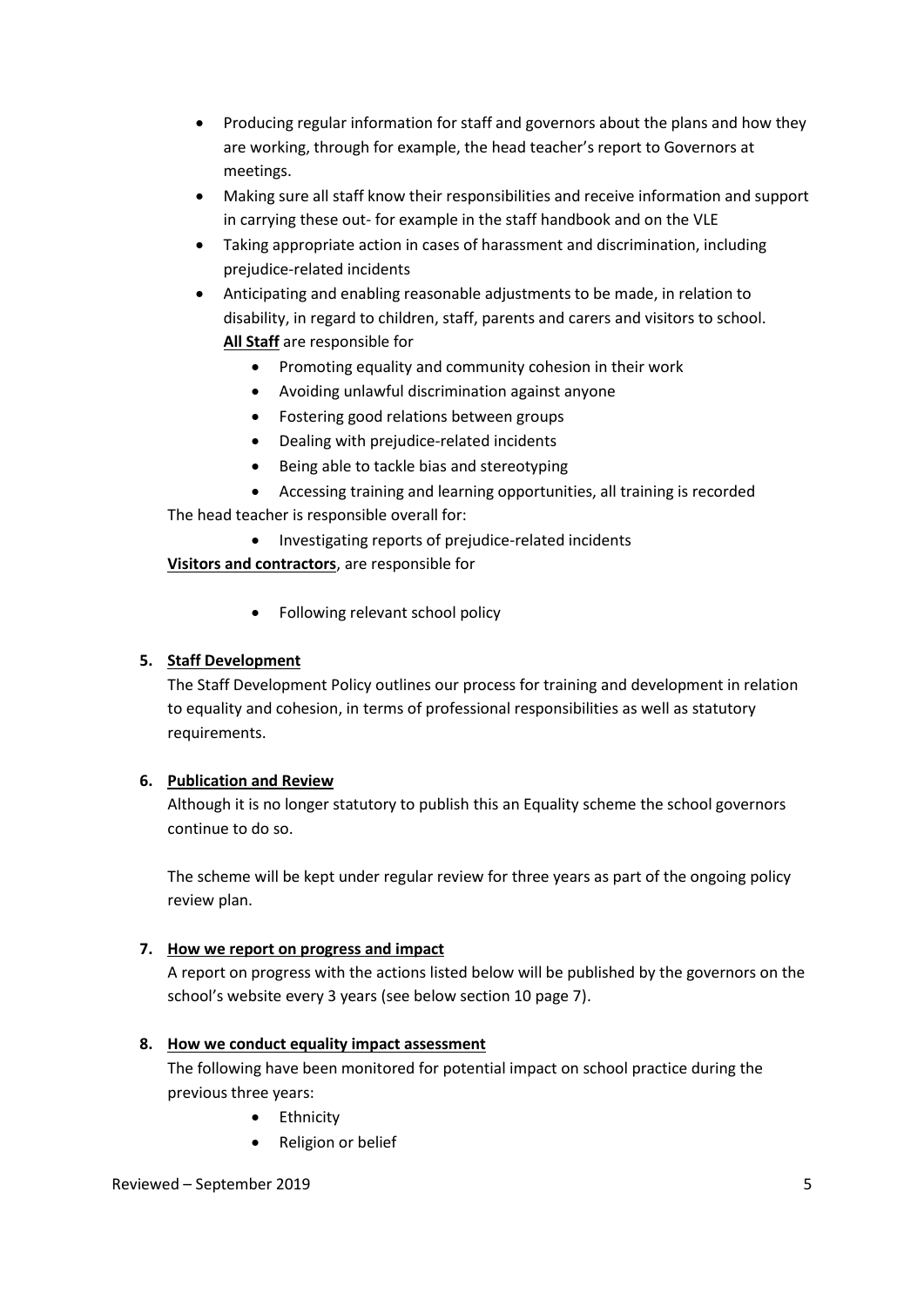- Producing regular information for staff and governors about the plans and how they are working, through for example, the head teacher's report to Governors at meetings.
- Making sure all staff know their responsibilities and receive information and support in carrying these out- for example in the staff handbook and on the VLE
- Taking appropriate action in cases of harassment and discrimination, including prejudice-related incidents
- Anticipating and enabling reasonable adjustments to be made, in relation to disability, in regard to children, staff, parents and carers and visitors to school.

**All Staff** are responsible for

- Promoting equality and community cohesion in their work
- Avoiding unlawful discrimination against anyone
- Fostering good relations between groups
- Dealing with prejudice-related incidents
- Being able to tackle bias and stereotyping
- Accessing training and learning opportunities, all training is recorded

The head teacher is responsible overall for:

- Investigating reports of prejudice-related incidents

**Visitors and contractors**, are responsible for

- Following relevant school policy

**5. Staff Development**

The Staff Development Policy outlines our process for training and development in relation to equality and cohesion, in terms of professional responsibilities as well as statutory requirements.

**6. Publication and Review**

Although it is no longer statutory to publish this an Equality scheme the school governors continue to do so.

The scheme will be kept under regular review for three years as part of the ongoing policy review plan.

**7. How we report on progress and impact**

A report on progress with the actions listed below will be published by the governors on the school's website every 3 years (see below section 10 page 7).

**8. How we conduct equality impact assessment**

The following have been monitored for potential impact on school practice during the previous three years:

- Ethnicity
- Religion or belief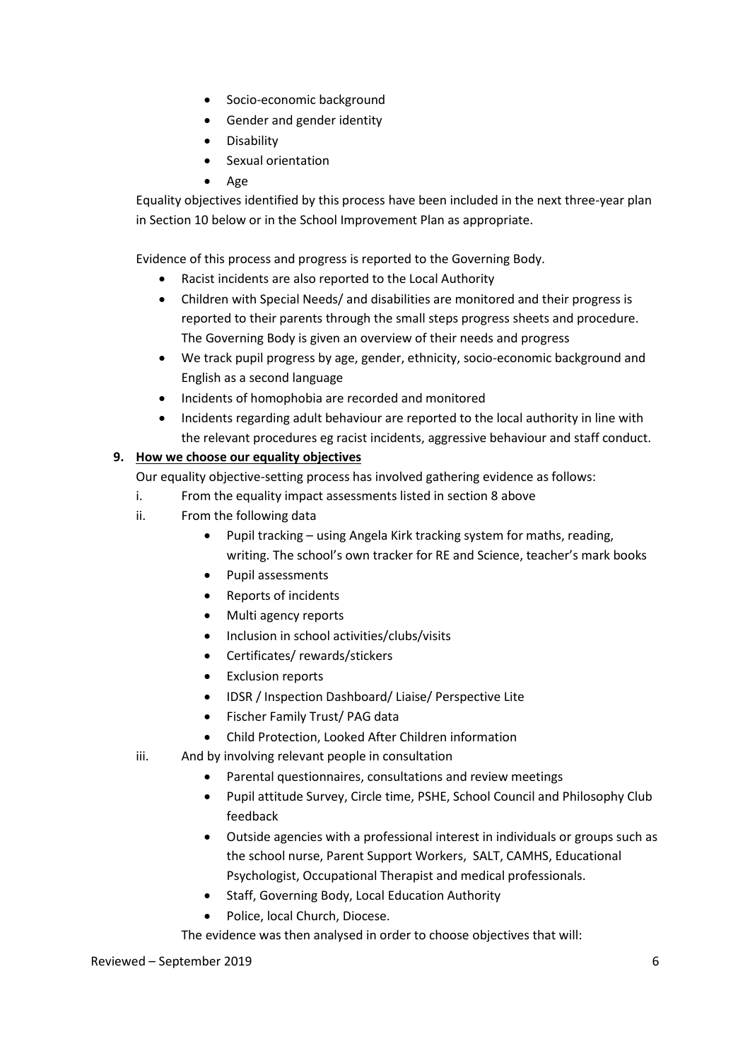- Socio-economic background
- Gender and gender identity
- Disability
- Sexual orientation
- Age

Equality objectives identified by this process have been included in the next three-year plan in Section 10 below or in the School Improvement Plan as appropriate.

Evidence of this process and progress is reported to the Governing Body.

- Racist incidents are also reported to the Local Authority
- Children with Special Needs/ and disabilities are monitored and their progress is reported to their parents through the small steps progress sheets and procedure. The Governing Body is given an overview of their needs and progress
- We track pupil progress by age, gender, ethnicity, socio-economic background and English as a second language
- Incidents of homophobia are recorded and monitored
- Incidents regarding adult behaviour are reported to the local authority in line with the relevant procedures eg racist incidents, aggressive behaviour and staff conduct.

## 9. How we choose our equality objectives

Our equality objective-setting process has involved gathering evidence as follows:

i. From the equality impact assessments listed in section 8 above

ii. From the following data
   - Pupil tracking – using Angela Kirk tracking system for maths, reading, writing. The school's own tracker for RE and Science, teacher's mark books
   - Pupil assessments
   - Reports of incidents
   - Multi agency reports
   - Inclusion in school activities/clubs/visits
   - Certificates/ rewards/stickers
   - Exclusion reports
   - IDSR / Inspection Dashboard/ Liaise/ Perspective Lite
   - Fischer Family Trust/ PAG data
   - Child Protection, Looked After Children information

iii. And by involving relevant people in consultation
   - Parental questionnaires, consultations and review meetings
   - Pupil attitude Survey, Circle time, PSHE, School Council and Philosophy Club feedback
   - Outside agencies with a professional interest in individuals or groups such as the school nurse, Parent Support Workers, SALT, CAMHS, Educational Psychologist, Occupational Therapist and medical professionals.
   - Staff, Governing Body, Local Education Authority
   - Police, local Church, Diocese.

The evidence was then analysed in order to choose objectives that will:

Reviewed – September 2019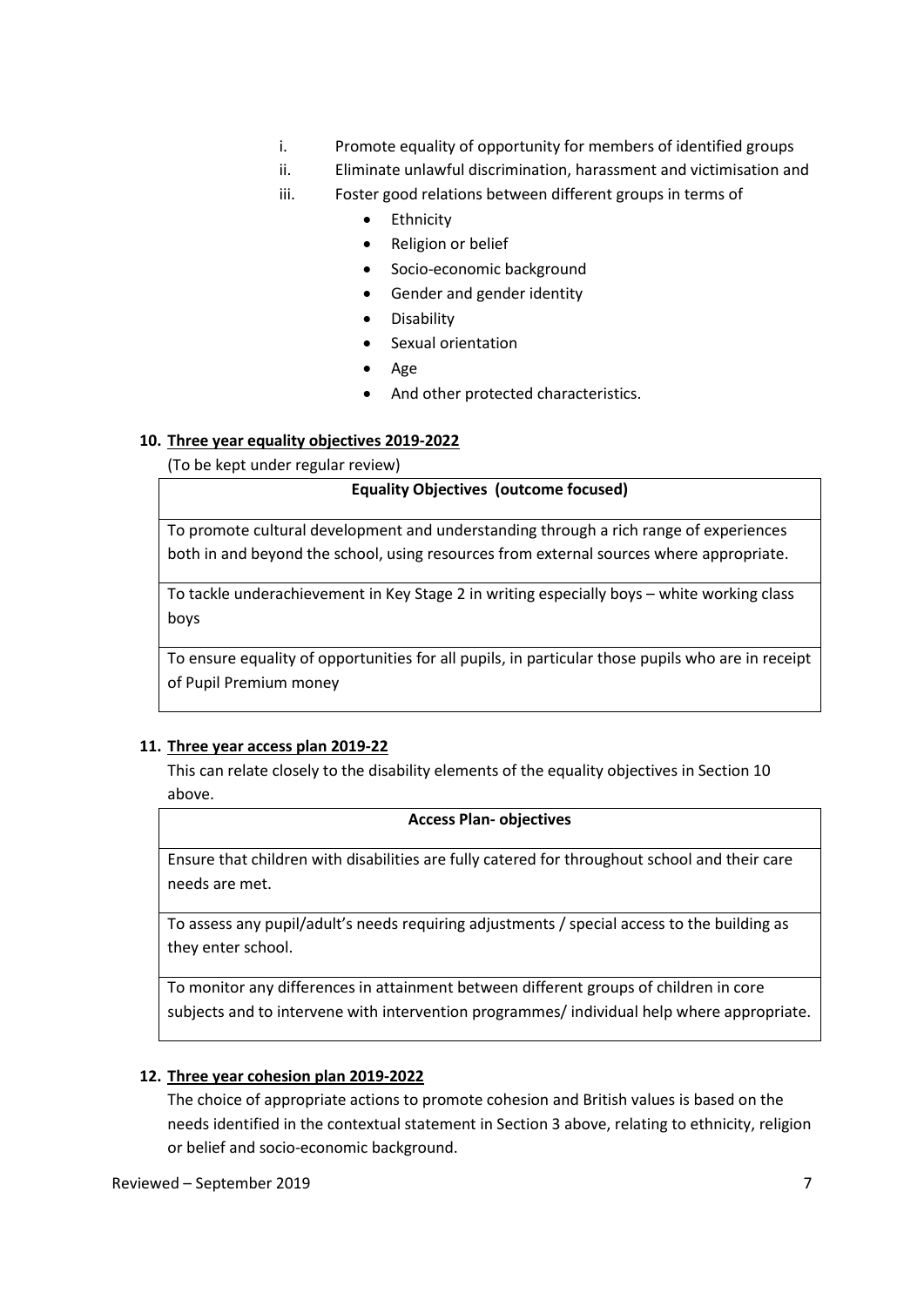i. Promote equality of opportunity for members of identified groups
ii. Eliminate unlawful discrimination, harassment and victimisation and
iii. Foster good relations between different groups in terms of
    - Ethnicity
    - Religion or belief
    - Socio-economic background
    - Gender and gender identity
    - Disability
    - Sexual orientation
    - Age
    - And other protected characteristics.

## 10. Three year equality objectives 2019-2022

(To be kept under regular review)

| Equality Objectives (outcome focused) |
| --- |
| To promote cultural development and understanding through a rich range of experiences both in and beyond the school, using resources from external sources where appropriate. |
| To tackle underachievement in Key Stage 2 in writing especially boys – white working class boys |
| To ensure equality of opportunities for all pupils, in particular those pupils who are in receipt of Pupil Premium money |

## 11. Three year access plan 2019-22

This can relate closely to the disability elements of the equality objectives in Section 10 above.

| Access Plan- objectives |
| --- |
| Ensure that children with disabilities are fully catered for throughout school and their care needs are met. |
| To assess any pupil/adult's needs requiring adjustments / special access to the building as they enter school. |
| To monitor any differences in attainment between different groups of children in core subjects and to intervene with intervention programmes/ individual help where appropriate. |

## 12. Three year cohesion plan 2019-2022

The choice of appropriate actions to promote cohesion and British values is based on the needs identified in the contextual statement in Section 3 above, relating to ethnicity, religion or belief and socio-economic background.

Reviewed – September 2019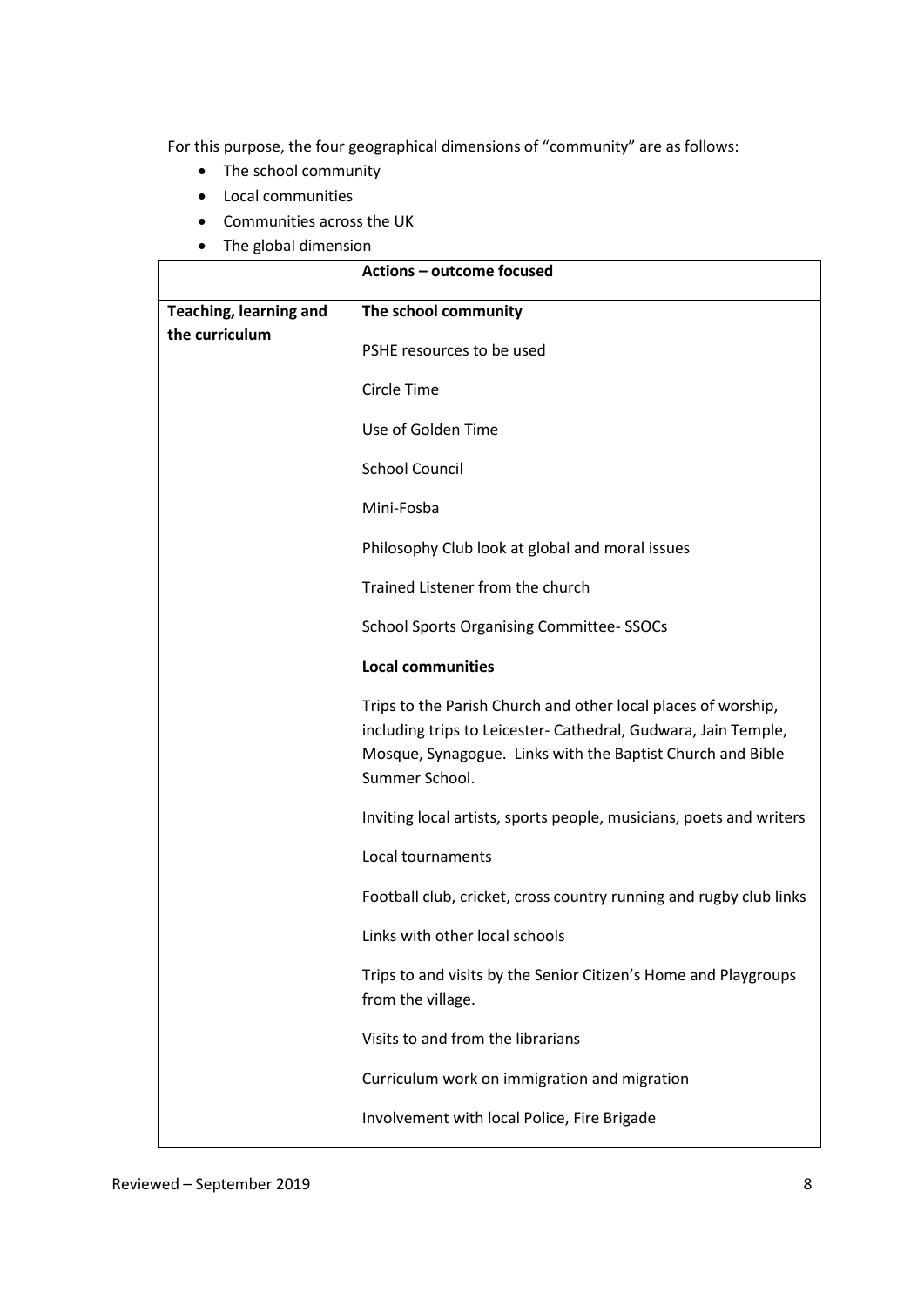For this purpose, the four geographical dimensions of "community" are as follows:

- The school community
- Local communities
- Communities across the UK
- The global dimension

| | **Actions – outcome focused** |
|---|---|
| **Teaching, learning and the curriculum** | **The school community**<br><br>PSHE resources to be used<br><br>Circle Time<br><br>Use of Golden Time<br><br>School Council<br><br>Mini-Fosba<br><br>Philosophy Club look at global and moral issues<br><br>Trained Listener from the church<br><br>School Sports Organising Committee- SSOCs<br><br>**Local communities**<br><br>Trips to the Parish Church and other local places of worship, including trips to Leicester- Cathedral, Gudwara, Jain Temple, Mosque, Synagogue. Links with the Baptist Church and Bible Summer School.<br><br>Inviting local artists, sports people, musicians, poets and writers<br><br>Local tournaments<br><br>Football club, cricket, cross country running and rugby club links<br><br>Links with other local schools<br><br>Trips to and visits by the Senior Citizen's Home and Playgroups from the village.<br><br>Visits to and from the librarians<br><br>Curriculum work on immigration and migration<br><br>Involvement with local Police, Fire Brigade |

Reviewed – September 2019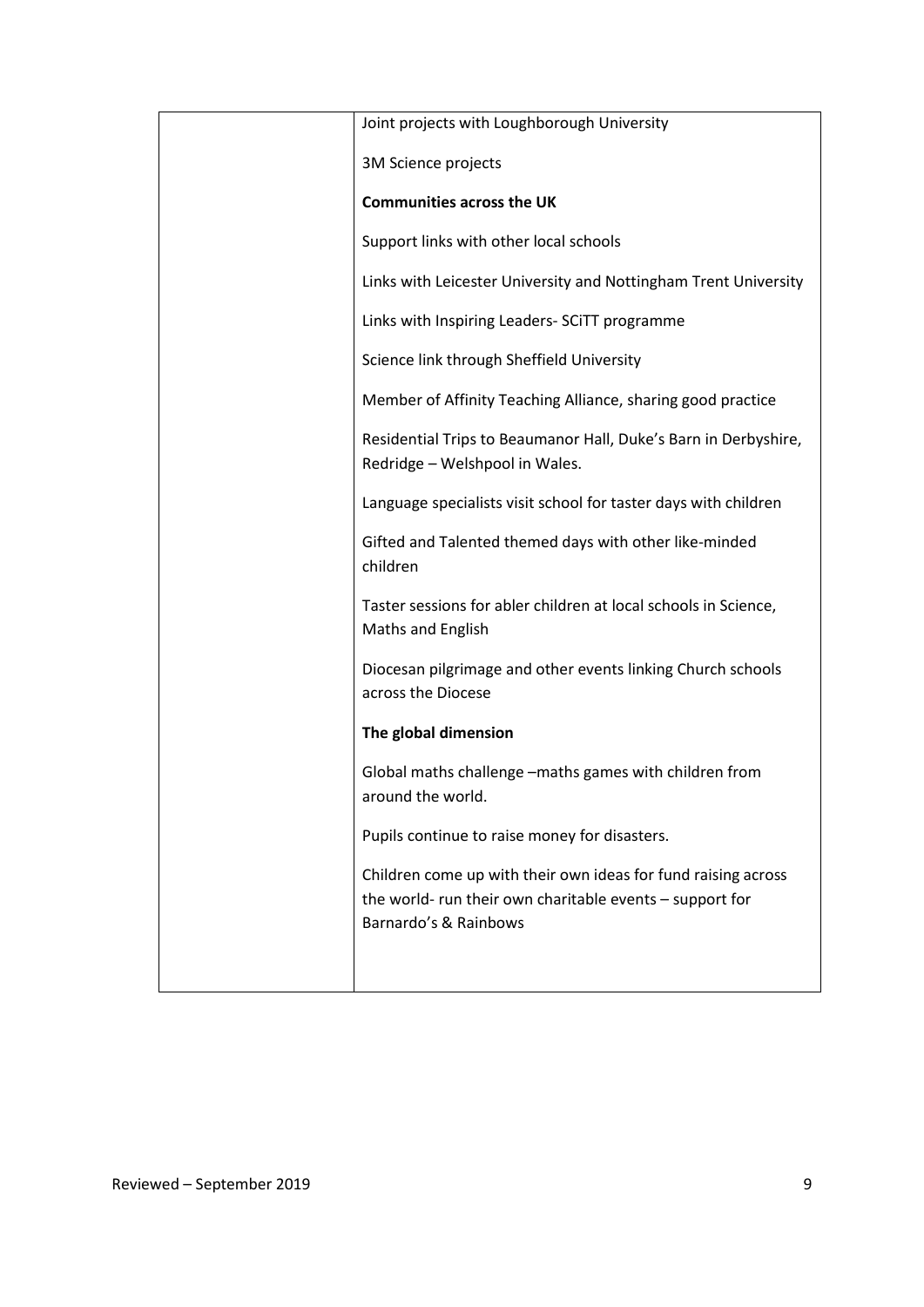| | |
|---|---|
| | Joint projects with Loughborough University<br><br>3M Science projects<br><br>**Communities across the UK**<br><br>Support links with other local schools<br><br>Links with Leicester University and Nottingham Trent University<br><br>Links with Inspiring Leaders- SCiTT programme<br><br>Science link through Sheffield University<br><br>Member of Affinity Teaching Alliance, sharing good practice<br><br>Residential Trips to Beaumanor Hall, Duke's Barn in Derbyshire, Redridge – Welshpool in Wales.<br><br>Language specialists visit school for taster days with children<br><br>Gifted and Talented themed days with other like-minded children<br><br>Taster sessions for abler children at local schools in Science, Maths and English<br><br>Diocesan pilgrimage and other events linking Church schools across the Diocese<br><br>**The global dimension**<br><br>Global maths challenge –maths games with children from around the world.<br><br>Pupils continue to raise money for disasters.<br><br>Children come up with their own ideas for fund raising across the world- run their own charitable events – support for Barnardo's & Rainbows |

Reviewed – September 2019